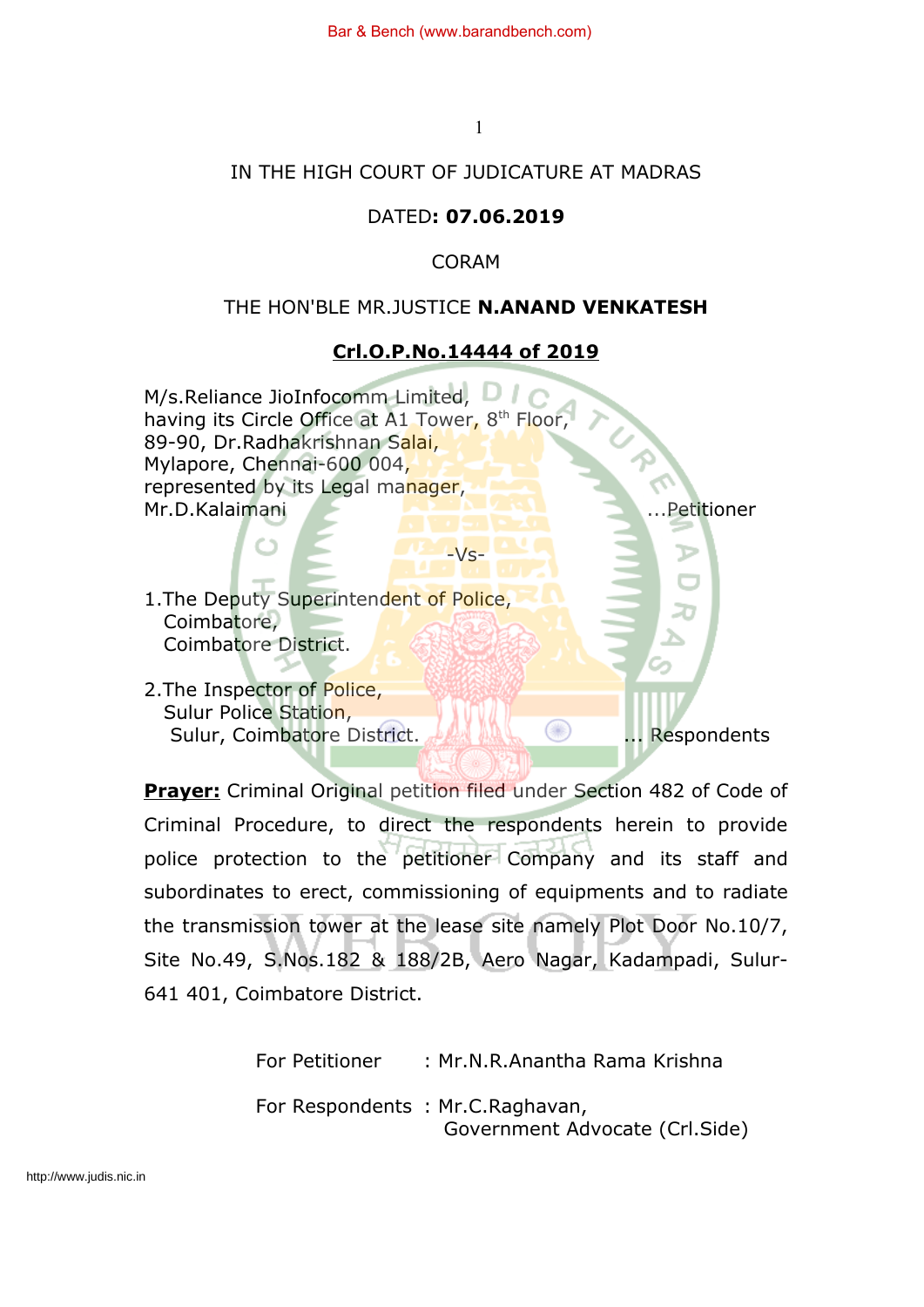IN THE HIGH COURT OF JUDICATURE AT MADRAS

DATED**: 07.06.2019**

CORAM

THE HON'BLE MR.JUSTICE **N.ANAND VENKATESH**

**Crl.O.P.No.14444 of 2019**

M/s.Reliance JioInfocomm Limited,
having its Circle Office at A1 Tower, 8th Floor,
89-90, Dr.Radhakrishnan Salai,
Mylapore, Chennai-600 004,
represented by its Legal manager,
Mr.D.Kalaimani ...Petitioner

-Vs-

1.The Deputy Superintendent of Police,
Coimbatore,
Coimbatore District.

2.The Inspector of Police,
Sulur Police Station,
Sulur, Coimbatore District. ... Respondents

**Prayer:** Criminal Original petition filed under Section 482 of Code of Criminal Procedure, to direct the respondents herein to provide police protection to the petitioner Company and its staff and subordinates to erect, commissioning of equipments and to radiate the transmission tower at the lease site namely Plot Door No.10/7, Site No.49, S.Nos.182 & 188/2B, Aero Nagar, Kadampadi, Sulur-641 401, Coimbatore District.

For Petitioner : Mr.N.R.Anantha Rama Krishna

For Respondents : Mr.C.Raghavan,
Government Advocate (Crl.Side)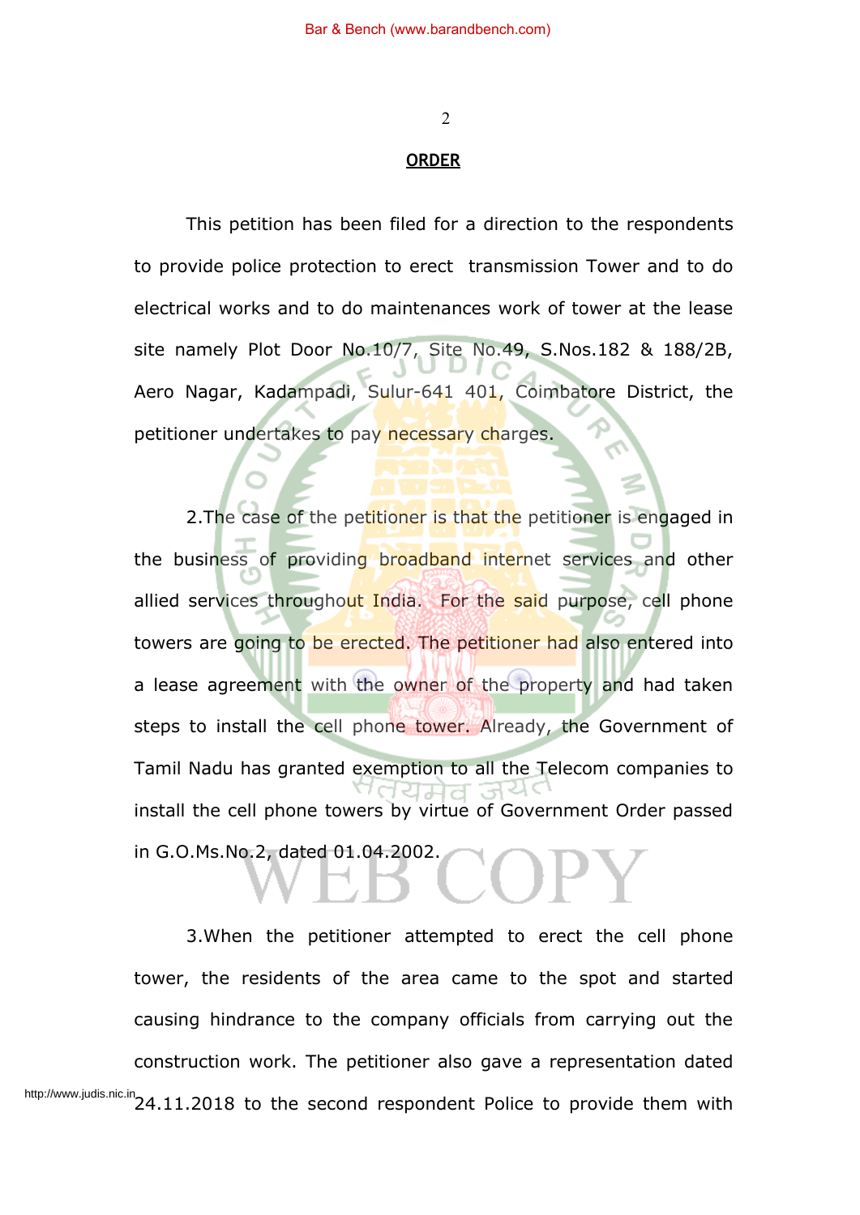**ORDER**

This petition has been filed for a direction to the respondents to provide police protection to erect transmission Tower and to do electrical works and to do maintenances work of tower at the lease site namely Plot Door No.10/7, Site No.49, S.Nos.182 & 188/2B, Aero Nagar, Kadampadi, Sulur-641 401, Coimbatore District, the petitioner undertakes to pay necessary charges.

2.The case of the petitioner is that the petitioner is engaged in the business of providing broadband internet services and other allied services throughout India. For the said purpose, cell phone towers are going to be erected. The petitioner had also entered into a lease agreement with the owner of the property and had taken steps to install the cell phone tower. Already, the Government of Tamil Nadu has granted exemption to all the Telecom companies to install the cell phone towers by virtue of Government Order passed in G.O.Ms.No.2, dated 01.04.2002.

3.When the petitioner attempted to erect the cell phone tower, the residents of the area came to the spot and started causing hindrance to the company officials from carrying out the construction work. The petitioner also gave a representation dated 24.11.2018 to the second respondent Police to provide them with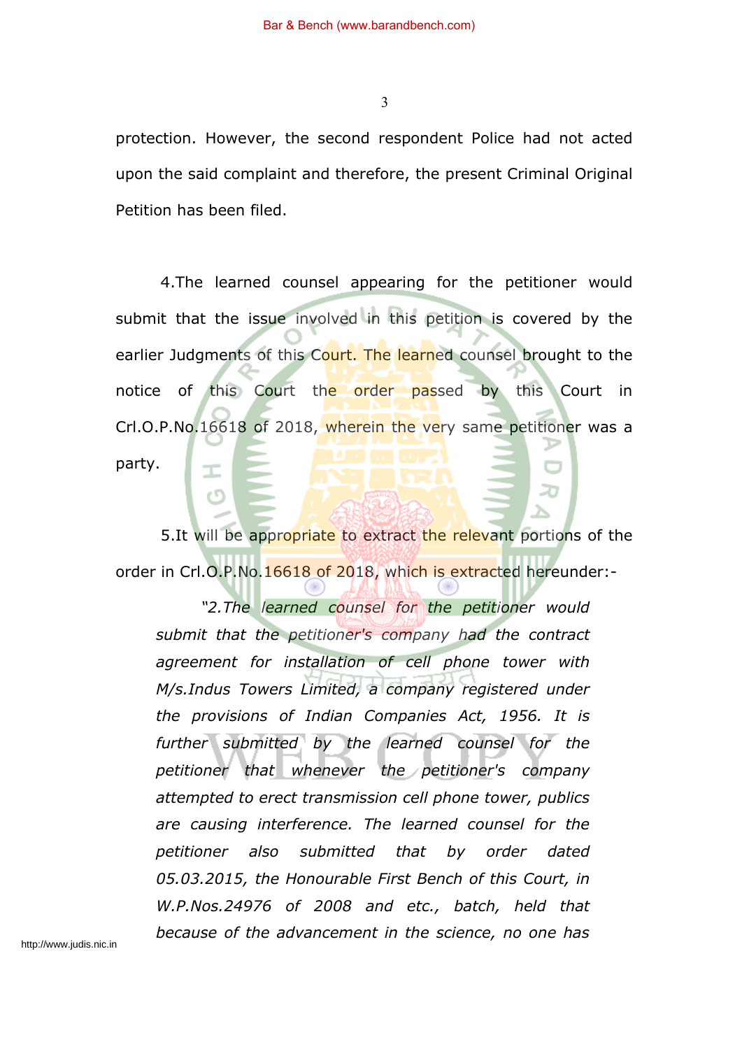protection. However, the second respondent Police had not acted upon the said complaint and therefore, the present Criminal Original Petition has been filed.

4.The learned counsel appearing for the petitioner would submit that the issue involved in this petition is covered by the earlier Judgments of this Court. The learned counsel brought to the notice of this Court the order passed by this Court in Crl.O.P.No.16618 of 2018, wherein the very same petitioner was a party.

5.It will be appropriate to extract the relevant portions of the order in Crl.O.P.No.16618 of 2018, which is extracted hereunder:-

> *"2.The learned counsel for the petitioner would submit that the petitioner's company had the contract agreement for installation of cell phone tower with M/s.Indus Towers Limited, a company registered under the provisions of Indian Companies Act, 1956. It is further submitted by the learned counsel for the petitioner that whenever the petitioner's company attempted to erect transmission cell phone tower, publics are causing interference. The learned counsel for the petitioner also submitted that by order dated 05.03.2015, the Honourable First Bench of this Court, in W.P.Nos.24976 of 2008 and etc., batch, held that because of the advancement in the science, no one has*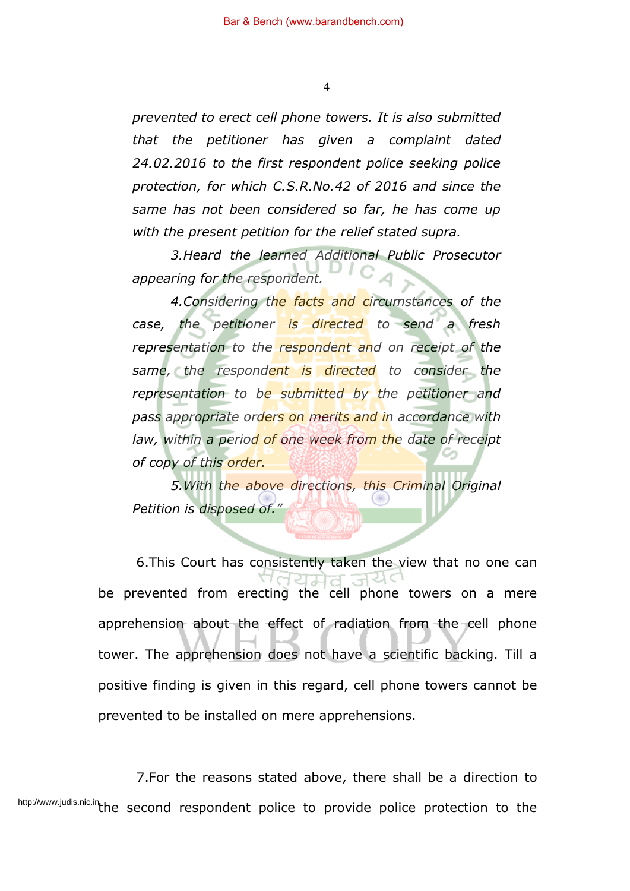*prevented to erect cell phone towers. It is also submitted that the petitioner has given a complaint dated 24.02.2016 to the first respondent police seeking police protection, for which C.S.R.No.42 of 2016 and since the same has not been considered so far, he has come up with the present petition for the relief stated supra.*

*3.Heard the learned Additional Public Prosecutor appearing for the respondent.*

*4.Considering the facts and circumstances of the case, the petitioner is directed to send a fresh representation to the respondent and on receipt of the same, the respondent is directed to consider the representation to be submitted by the petitioner and pass appropriate orders on merits and in accordance with law, within a period of one week from the date of receipt of copy of this order.*

*5.With the above directions, this Criminal Original Petition is disposed of."*

6.This Court has consistently taken the view that no one can be prevented from erecting the cell phone towers on a mere apprehension about the effect of radiation from the cell phone tower. The apprehension does not have a scientific backing. Till a positive finding is given in this regard, cell phone towers cannot be prevented to be installed on mere apprehensions.

7.For the reasons stated above, there shall be a direction to the second respondent police to provide police protection to the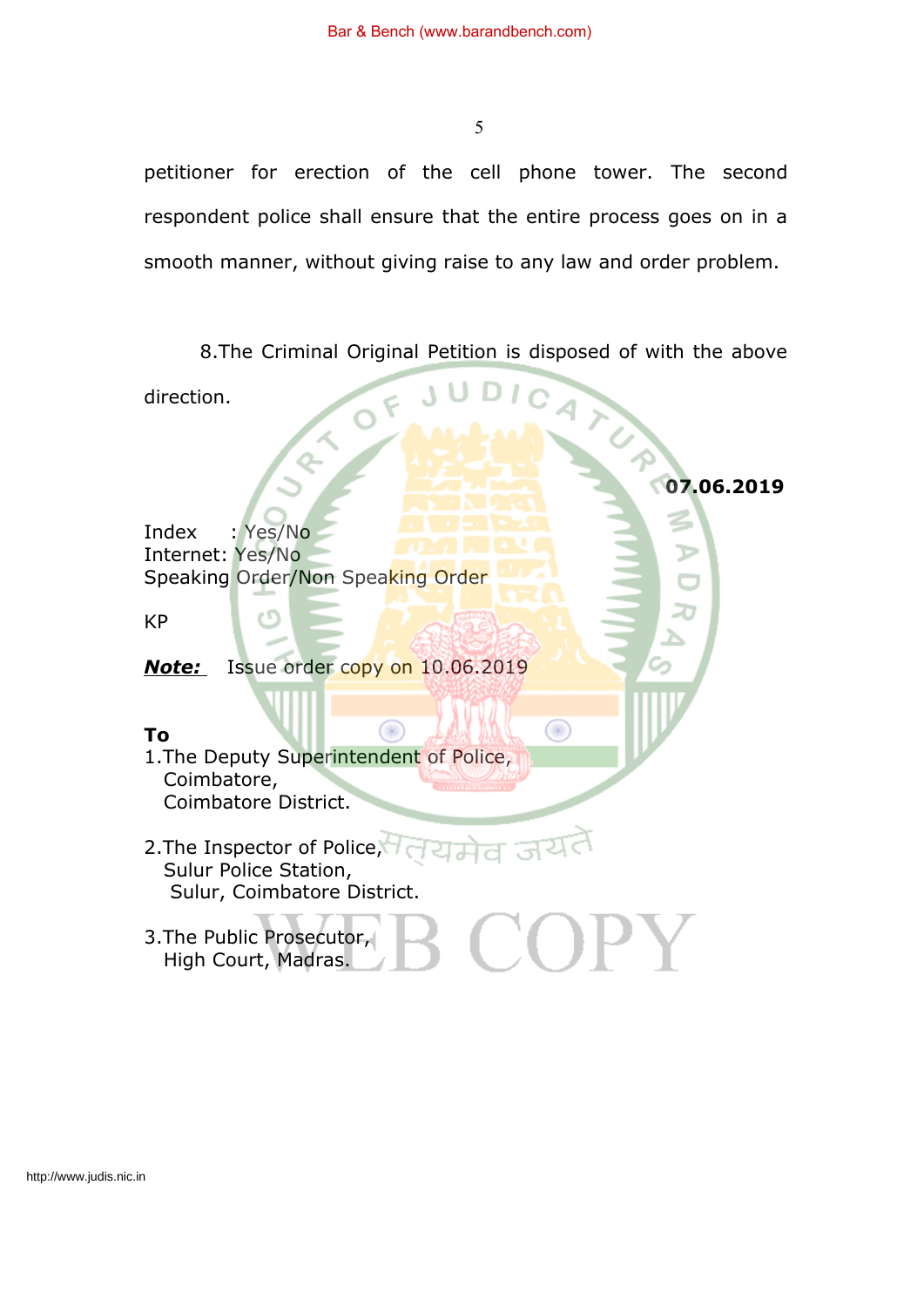petitioner for erection of the cell phone tower. The second respondent police shall ensure that the entire process goes on in a smooth manner, without giving raise to any law and order problem.

8.The Criminal Original Petition is disposed of with the above direction.

**07.06.2019**

Index : Yes/No
Internet: Yes/No
Speaking Order/Non Speaking Order

KP

***Note:*** Issue order copy on 10.06.2019

**To**

1.The Deputy Superintendent of Police,
Coimbatore,
Coimbatore District.

2.The Inspector of Police,
Sulur Police Station,
Sulur, Coimbatore District.

3.The Public Prosecutor,
High Court, Madras.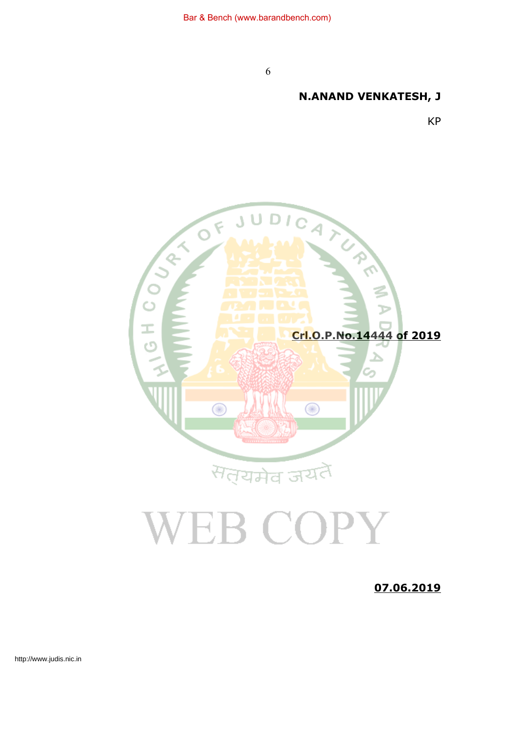**N.ANAND VENKATESH, J**

KP

**Crl.O.P.No.14444 of 2019**

**07.06.2019**